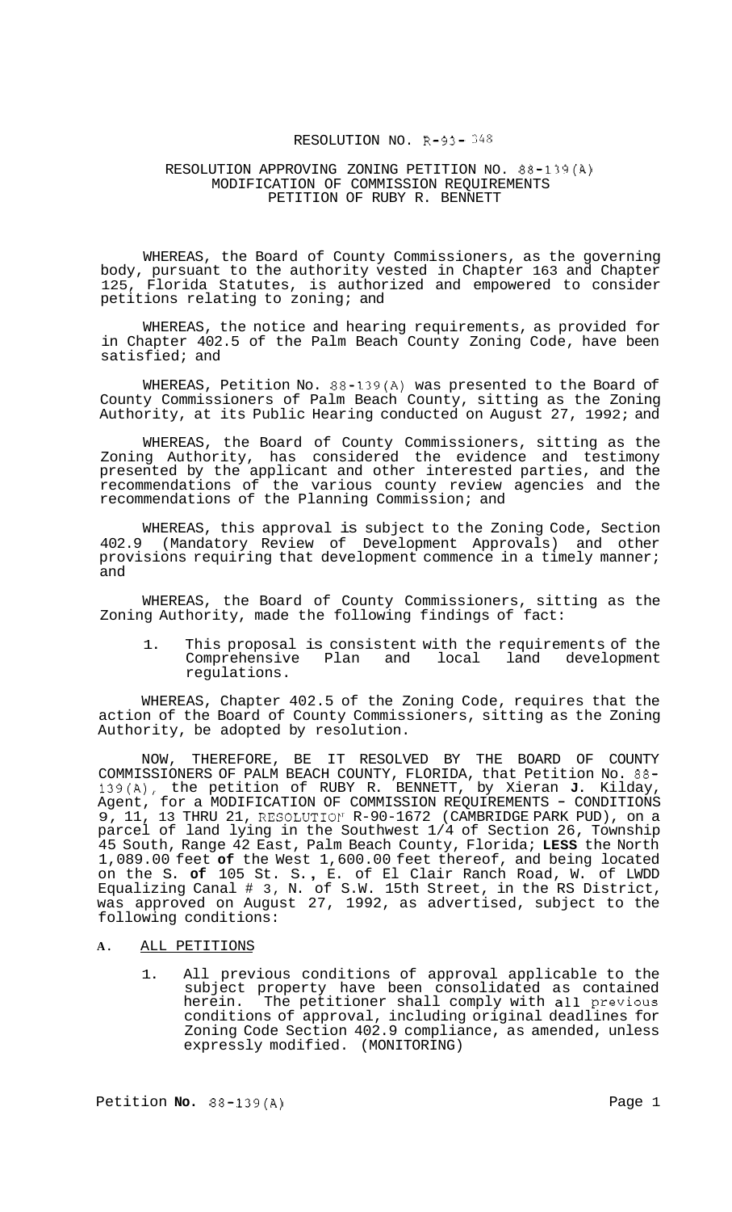# RESOLUTION NO. R-93- 348

## RESOLUTION APPROVING ZONING PETITION NO. 88-139(A) MODIFICATION OF COMMISSION REQUIREMENTS PETITION OF RUBY R. BENNETT

WHEREAS, the Board of County Commissioners, as the governing body, pursuant to the authority vested in Chapter 163 and Chapter 125, Florida Statutes, is authorized and empowered to consider petitions relating to zoning; and

WHEREAS, the notice and hearing requirements, as provided for in Chapter 402.5 of the Palm Beach County Zoning Code, have been satisfied; and

WHEREAS, Petition No. 88-139(A) was presented to the Board of County Commissioners of Palm Beach County, sitting as the Zoning Authority, at its Public Hearing conducted on August 27, 1992; and

WHEREAS, the Board of County Commissioners, sitting as the Zoning Authority, has considered the evidence and testimony presented by the applicant and other interested parties, and the recommendations of the various county review agencies and the recommendations of the Planning Commission; and

WHEREAS, this approval is subject to the Zoning Code, Section 402.9 (Mandatory Review of Development Approvals) and other provisions requiring that development commence in a timely manner; and

WHEREAS, the Board of County Commissioners, sitting as the Zoning Authority, made the following findings of fact:

1. This proposal is consistent with the requirements of the Comprehensive Plan and local land development regulations.

WHEREAS, Chapter 402.5 of the Zoning Code, requires that the action of the Board of County Commissioners, sitting as the Zoning Authority, be adopted by resolution.

NOW, THEREFORE, BE IT RESOLVED BY THE BOARD OF COUNTY COMMISSIONERS OF PALM BEACH COUNTY, FLORIDA, that Petition No. 88-139(A), the petition of RUBY R. BENNETT, by Xieran **J.** Kilday, Agent, for a MODIFICATION OF COMMISSION REQUIREMENTS - CONDITIONS 9, 11, 13 THRU 21, RESOLUTION R-90-1672 (CAMBRIDGE PARK PUD), on a parcel of land lying in the Southwest 1/4 of Section 26, Township 45 South, Range 42 East, Palm Beach County, Florida; **LESS** the North 1,089.00 feet **of** the West 1,600.00 feet thereof, and being located on the S. **of** 105 St. S.**,** E. of El Clair Ranch Road, W. of LWDD Equalizing Canal # 3, N. of S.W. 15th Street, in the RS District, was approved on August 27, 1992, as advertised, subject to the following conditions:

**A.** <u>ALL PETITIONS</u>

1. All previous conditions of approval applicable to the subject property have been consolidated as contained herein. The petitioner shall comply with all previous conditions of approval, including original deadlines for Zoning Code Section 402.9 compliance, as amended, unless expressly modified. (MONITORING)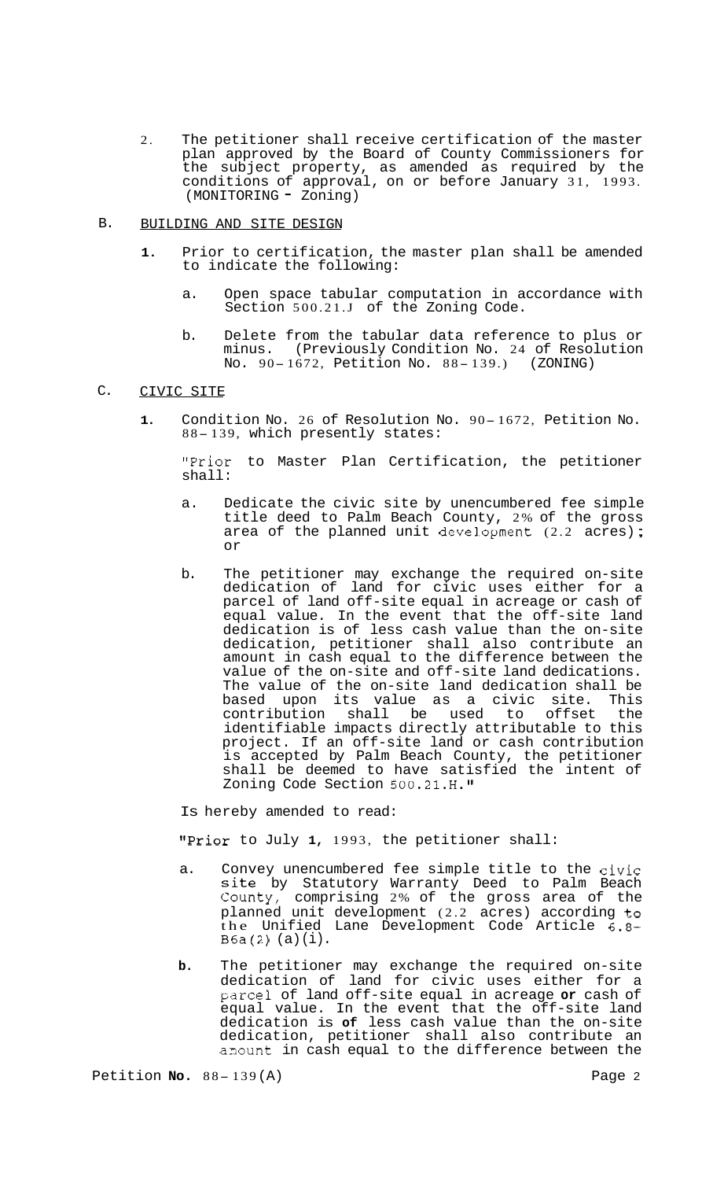2. The petitioner shall receive certification of the master plan approved by the Board of County Commissioners for the subject property, as amended as required by the conditions of approval, on or before January 31, 1993. (MONITORING - Zoning)

B. BUILDING AND SITE DESIGN

1. Prior to certification, the master plan shall be amended to indicate the following:

   a. Open space tabular computation in accordance with Section 500.21.J of the Zoning Code.

   b. Delete from the tabular data reference to plus or minus. (Previously Condition No. 24 of Resolution No. 90-1672, Petition No. 88-139.) (ZONING)

C. CIVIC SITE

1. Condition No. 26 of Resolution No. 90-1672, Petition No. 88-139, which presently states:

   "Prior to Master Plan Certification, the petitioner shall:

   a. Dedicate the civic site by unencumbered fee simple title deed to Palm Beach County, 2% of the gross area of the planned unit development (2.2 acres); or

   b. The petitioner may exchange the required on-site dedication of land for civic uses either for a parcel of land off-site equal in acreage or cash of equal value. In the event that the off-site land dedication is of less cash value than the on-site dedication, petitioner shall also contribute an amount in cash equal to the difference between the value of the on-site and off-site land dedications. The value of the on-site land dedication shall be based upon its value as a civic site. This contribution shall be used to offset the identifiable impacts directly attributable to this project. If an off-site land or cash contribution is accepted by Palm Beach County, the petitioner shall be deemed to have satisfied the intent of Zoning Code Section 500.21.H."

   Is hereby amended to read:

   "Prior to July 1, 1993, the petitioner shall:

   a. Convey unencumbered fee simple title to the civic site by Statutory Warranty Deed to Palm Beach County, comprising 2% of the gross area of the planned unit development (2.2 acres) according to the Unified Lane Development Code Article 6.8-B6a(2)(a)(i).

   b. The petitioner may exchange the required on-site dedication of land for civic uses either for a parcel of land off-site equal in acreage or cash of equal value. In the event that the off-site land dedication is of less cash value than the on-site dedication, petitioner shall also contribute an amount in cash equal to the difference between the

Petition No. 88-139(A)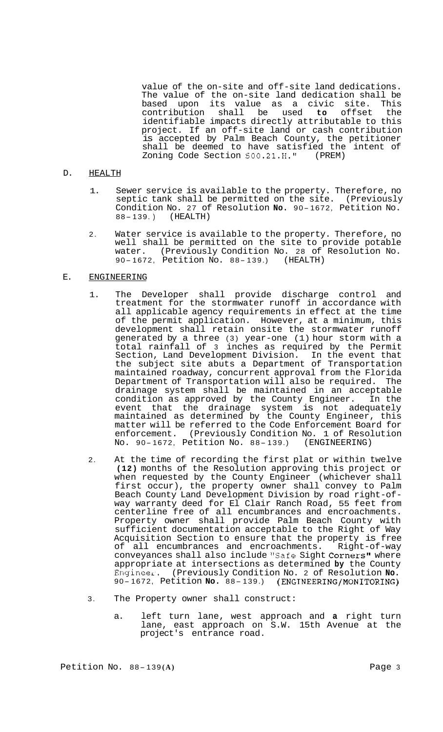value of the on-site and off-site land dedications. The value of the on-site land dedication shall be based upon its value as a civic site. This contribution shall be used **to** offset the identifiable impacts directly attributable to this project. If an off-site land or cash contribution is accepted by Palm Beach County, the petitioner shall be deemed to have satisfied the intent of Zoning Code Section 500.21.H." (PREM)

D. HEALTH

1. Sewer service is available to the property. Therefore, no septic tank shall be permitted on the site. (Previously Condition No. 27 of Resolution **No.** 90-1672, Petition No. 88-139.) (HEALTH)

2. Water service is available to the property. Therefore, no well shall be permitted on the site to provide potable water. (Previously Condition No. 28 of Resolution No. 90-1672, Petition No. 88-139.) (HEALTH)

E. ENGINEERING

1. The Developer shall provide discharge control and treatment for the stormwater runoff in accordance with all applicable agency requirements in effect at the time of the permit application. However, at a minimum, this development shall retain onsite the stormwater runoff generated by a three (3) year-one (1) hour storm with a total rainfall of 3 inches as required by the Permit Section, Land Development Division. In the event that the subject site abuts a Department of Transportation maintained roadway, concurrent approval from the Florida Department of Transportation will also be required. The drainage system shall be maintained in an acceptable condition as approved by the County Engineer. In the event that the drainage system is not adequately maintained as determined by the County Engineer, this matter will be referred to the Code Enforcement Board for enforcement. (Previously Condition No. 1 of Resolution No. 90-1672, Petition No. 88-139.) (ENGINEERING)

2. At the time of recording the first plat or within twelve **(12)** months of the Resolution approving this project or when requested by the County Engineer (whichever shall first occur), the property owner shall convey to Palm Beach County Land Development Division by road right-of-way warranty deed for El Clair Ranch Road, 55 feet from centerline free of all encumbrances and encroachments. Property owner shall provide Palm Beach County with sufficient documentation acceptable to the Right of Way Acquisition Section to ensure that the property is free of all encumbrances and encroachments. Right-of-way conveyances shall also include "Safe Sight Corners" where appropriate at intersections as determined **by** the County Engineer. (Previously Condition No. 2 of Resolution **No.** 90-1672, Petition **No.** 88-139.) (ENGINEERING/MONITORING)

3. The Property owner shall construct:

   a. left turn lane, west approach and **a** right turn lane, east approach on S.W. 15th Avenue at the project's entrance road.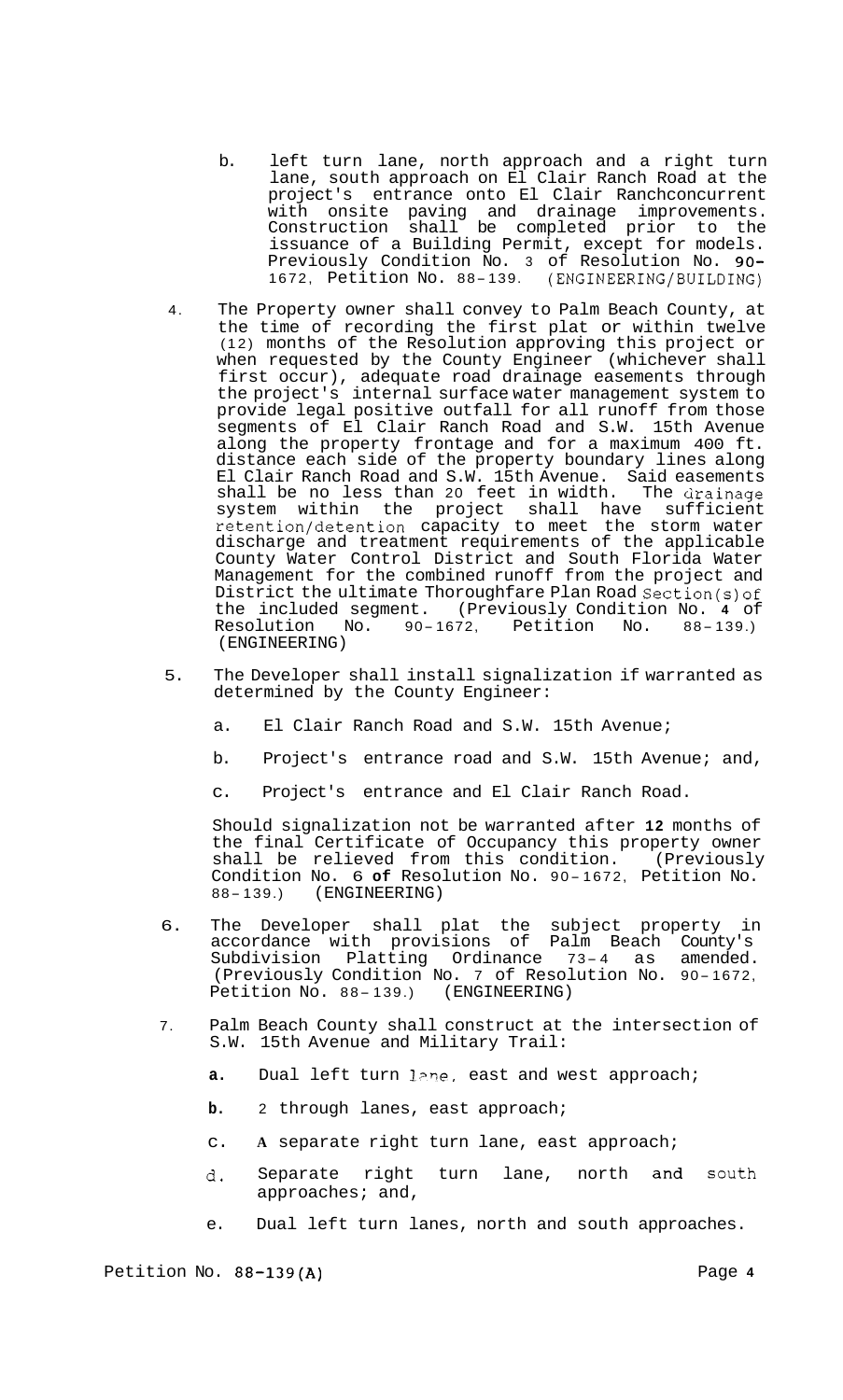b. left turn lane, north approach and a right turn lane, south approach on El Clair Ranch Road at the project's entrance onto El Clair Ranchconcurrent with onsite paving and drainage improvements. Construction shall be completed prior to the issuance of a Building Permit, except for models. Previously Condition No. 3 of Resolution No. 90-1672, Petition No. 88-139. (ENGINEERING/BUILDING)

4. The Property owner shall convey to Palm Beach County, at the time of recording the first plat or within twelve (12) months of the Resolution approving this project or when requested by the County Engineer (whichever shall first occur), adequate road drainage easements through the project's internal surface water management system to provide legal positive outfall for all runoff from those segments of El Clair Ranch Road and S.W. 15th Avenue along the property frontage and for a maximum 400 ft. distance each side of the property boundary lines along El Clair Ranch Road and S.W. 15th Avenue. Said easements shall be no less than 20 feet in width. The drainage system within the project shall have sufficient retention/detention capacity to meet the storm water discharge and treatment requirements of the applicable County Water Control District and South Florida Water Management for the combined runoff from the project and District the ultimate Thoroughfare Plan Road Section(s) of the included segment. (Previously Condition No. 4 of Resolution No. 90-1672, Petition No. 88-139.) (ENGINEERING)

5. The Developer shall install signalization if warranted as determined by the County Engineer:

   a. El Clair Ranch Road and S.W. 15th Avenue;

   b. Project's entrance road and S.W. 15th Avenue; and,

   c. Project's entrance and El Clair Ranch Road.

   Should signalization not be warranted after 12 months of the final Certificate of Occupancy this property owner shall be relieved from this condition. (Previously Condition No. 6 of Resolution No. 90-1672, Petition No. 88-139.) (ENGINEERING)

6. The Developer shall plat the subject property in accordance with provisions of Palm Beach County's Subdivision Platting Ordinance 73-4 as amended. (Previously Condition No. 7 of Resolution No. 90-1672, Petition No. 88-139.) (ENGINEERING)

7. Palm Beach County shall construct at the intersection of S.W. 15th Avenue and Military Trail:

   a. Dual left turn lane, east and west approach;

   b. 2 through lanes, east approach;

   c. A separate right turn lane, east approach;

   d. Separate right turn lane, north and south approaches; and,

   e. Dual left turn lanes, north and south approaches.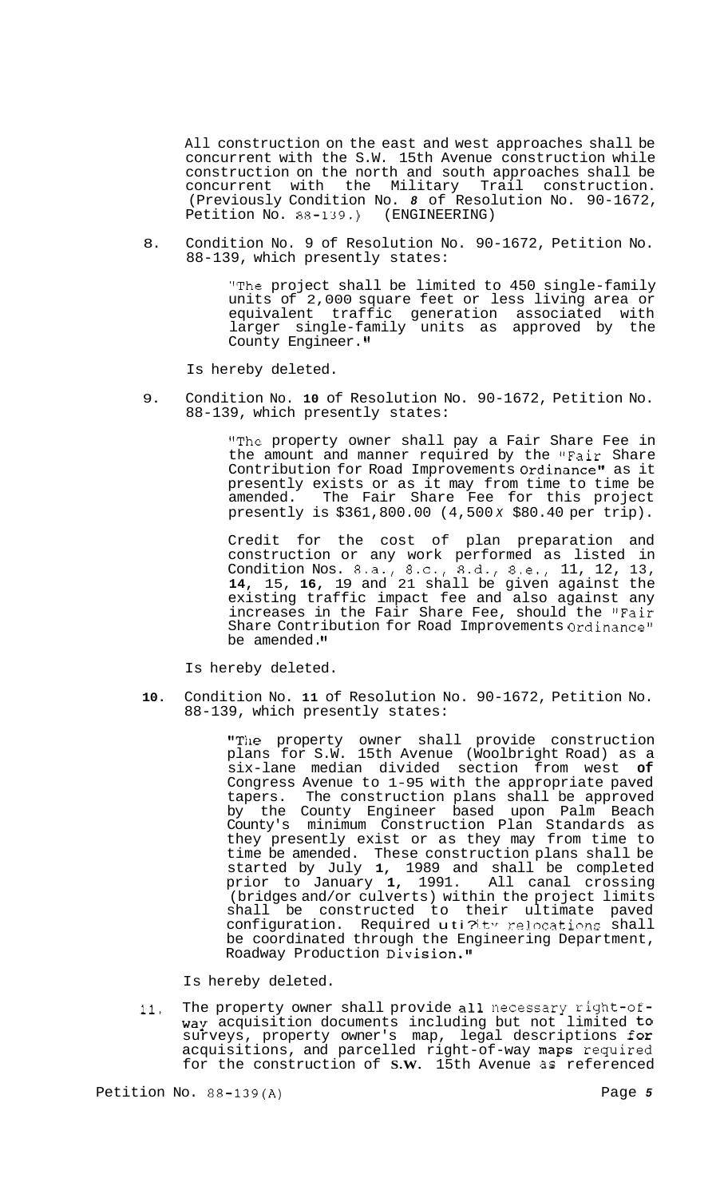All construction on the east and west approaches shall be concurrent with the S.W. 15th Avenue construction while construction on the north and south approaches shall be concurrent with the Military Trail construction. (Previously Condition No. 8 of Resolution No. 90-1672, Petition No. 88-139.) (ENGINEERING)

8. Condition No. 9 of Resolution No. 90-1672, Petition No. 88-139, which presently states:

   > "The project shall be limited to 450 single-family units of 2,000 square feet or less living area or equivalent traffic generation associated with larger single-family units as approved by the County Engineer."

   Is hereby deleted.

9. Condition No. 10 of Resolution No. 90-1672, Petition No. 88-139, which presently states:

   > "The property owner shall pay a Fair Share Fee in the amount and manner required by the "Fair Share Contribution for Road Improvements Ordinance" as it presently exists or as it may from time to time be amended. The Fair Share Fee for this project presently is $361,800.00 (4,500 x $80.40 per trip).
   >
   > Credit for the cost of plan preparation and construction or any work performed as listed in Condition Nos. 8.a., 8.c., 8.d., 8.e., 11, 12, 13, 14, 15, 16, 19 and 21 shall be given against the existing traffic impact fee and also against any increases in the Fair Share Fee, should the "Fair Share Contribution for Road Improvements Ordinance" be amended."

   Is hereby deleted.

10. Condition No. 11 of Resolution No. 90-1672, Petition No. 88-139, which presently states:

    > "The property owner shall provide construction plans for S.W. 15th Avenue (Woolbright Road) as a six-lane median divided section from west of Congress Avenue to I-95 with the appropriate paved tapers. The construction plans shall be approved by the County Engineer based upon Palm Beach County's minimum Construction Plan Standards as they presently exist or as they may from time to time be amended. These construction plans shall be started by July 1, 1989 and shall be completed prior to January 1, 1991. All canal crossing (bridges and/or culverts) within the project limits shall be constructed to their ultimate paved configuration. Required utility relocations shall be coordinated through the Engineering Department, Roadway Production Division."

    Is hereby deleted.

11. The property owner shall provide all necessary right-of-way acquisition documents including but not limited to surveys, property owner's map, legal descriptions for acquisitions, and parcelled right-of-way maps required for the construction of S.W. 15th Avenue as referenced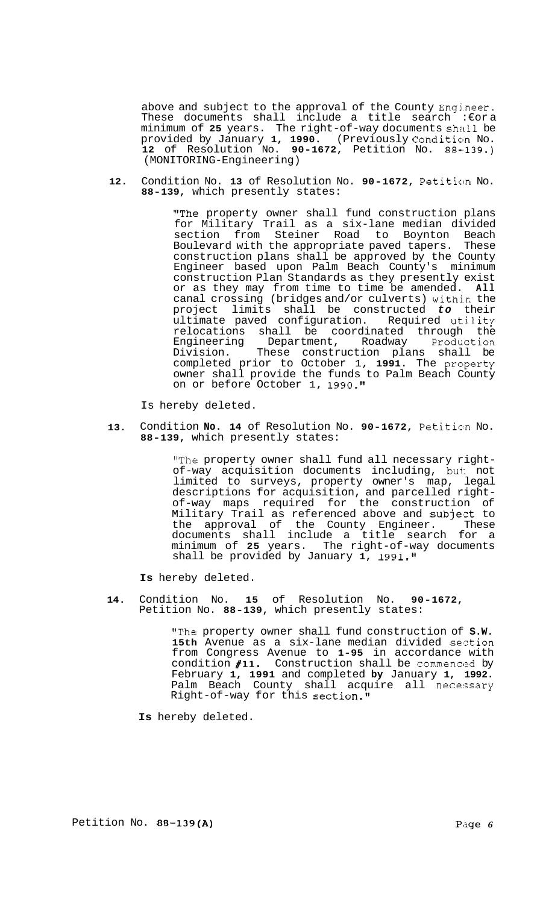above and subject to the approval of the County Engineer. These documents shall include a title search for a minimum of **25** years. The right-of-way documents shall be provided by January **1, 1990**. (Previously Condition No. **12** of Resolution No. **90-1672**, Petition No. 88-139.) (MONITORING-Engineering)

**12.** Condition No. **13** of Resolution No. **90-1672**, Petition No. **88-139**, which presently states:

> "The property owner shall fund construction plans for Military Trail as a six-lane median divided section from Steiner Road to Boynton Beach Boulevard with the appropriate paved tapers. These construction plans shall be approved by the County Engineer based upon Palm Beach County's minimum construction Plan Standards as they presently exist or as they may from time to time be amended. **All** canal crossing (bridges and/or culverts) within the project limits shall be constructed ***to*** their ultimate paved configuration. Required utility relocations shall be coordinated through the Engineering Department, Roadway Production Division. These construction plans shall be completed prior to October 1, **1991**. The property owner shall provide the funds to Palm Beach County on or before October 1, 1990."

Is hereby deleted.

**13.** Condition **No. 14** of Resolution No. **90-1672**, Petition No. **88-139**, which presently states:

> "The property owner shall fund all necessary right-of-way acquisition documents including, but not limited to surveys, property owner's map, legal descriptions for acquisition, and parcelled right-of-way maps required for the construction of Military Trail as referenced above and subject to the approval of the County Engineer. These documents shall include a title search for a minimum of **25** years. The right-of-way documents shall be provided by January **1**, 1991."

**Is** hereby deleted.

**14.** Condition No. **15** of Resolution No. **90-1672**, Petition No. **88-139**, which presently states:

> "The property owner shall fund construction of **S.W. 15th** Avenue as a six-lane median divided section from Congress Avenue to **1-95** in accordance with condition **#11.** Construction shall be commenced by February **1, 1991** and completed **by** January **1, 1992**. Palm Beach County shall acquire all necessary Right-of-way for this section."

**Is** hereby deleted.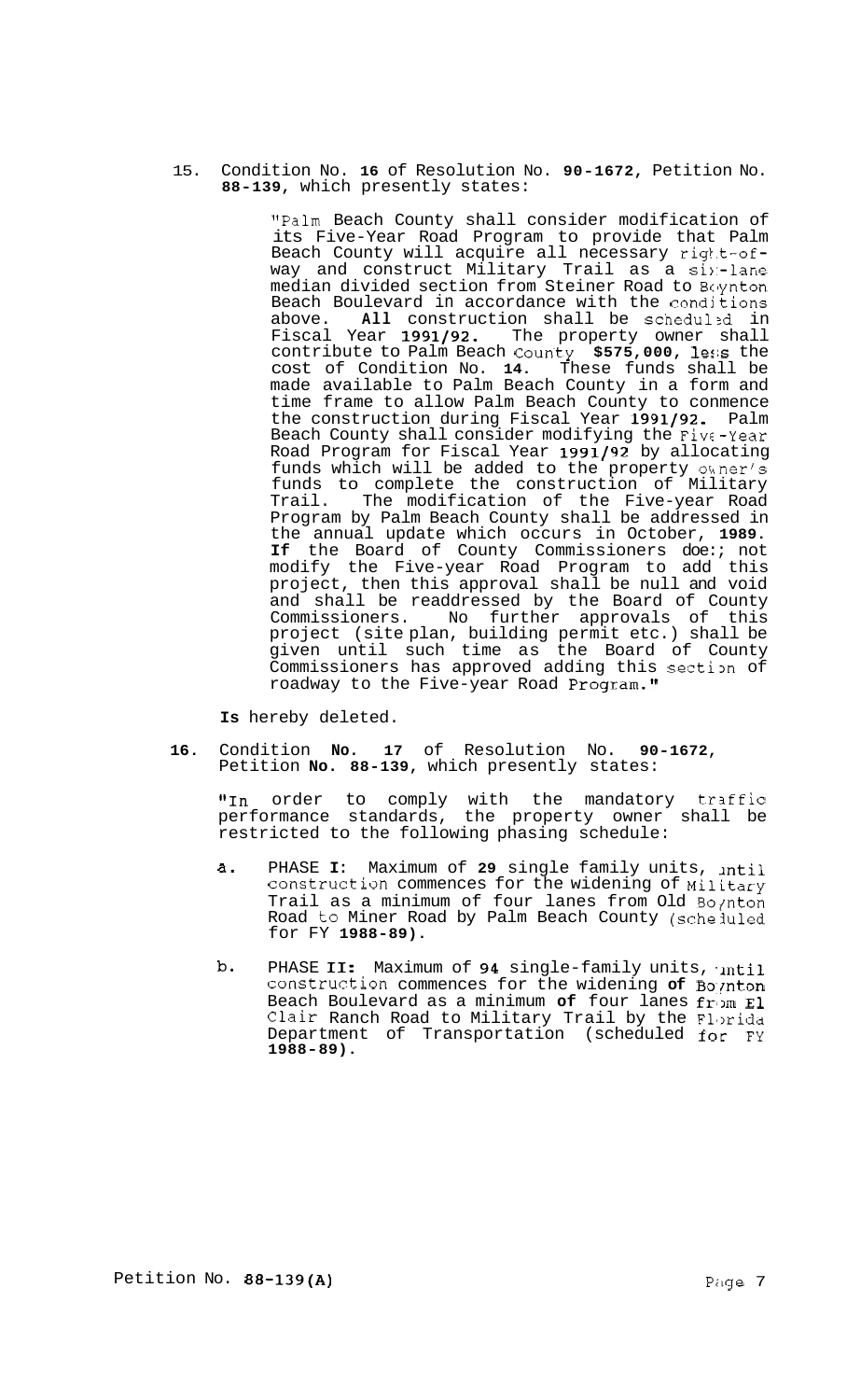15. Condition No. **16** of Resolution No. **90-1672**, Petition No. **88-139**, which presently states:

> "Palm Beach County shall consider modification of its Five-Year Road Program to provide that Palm Beach County will acquire all necessary right-of-way and construct Military Trail as a six-lane median divided section from Steiner Road to Boynton Beach Boulevard in accordance with the conditions above. **All** construction shall be scheduled in Fiscal Year **1991/92.** The property owner shall contribute to Palm Beach County **$575,000,** less the cost of Condition No. **14**. These funds shall be made available to Palm Beach County in a form and time frame to allow Palm Beach County to commence the construction during Fiscal Year **1991/92.** Palm Beach County shall consider modifying the Five-Year Road Program for Fiscal Year **1991/92** by allocating funds which will be added to the property owner's funds to complete the construction of Military Trail. The modification of the Five-year Road Program by Palm Beach County shall be addressed in the annual update which occurs in October, **1989**. **If** the Board of County Commissioners does not modify the Five-year Road Program to add this project, then this approval shall be null and void and shall be readdressed by the Board of County Commissioners. No further approvals of this project (site plan, building permit etc.) shall be given until such time as the Board of County Commissioners has approved adding this section of roadway to the Five-year Road Program."

**Is** hereby deleted.

**16.** Condition **No. 17** of Resolution No. **90-1672**, Petition **No. 88-139**, which presently states:

> "In order to comply with the mandatory traffic performance standards, the property owner shall be restricted to the following phasing schedule:
>
> a. PHASE **I:** Maximum of **29** single family units, until construction commences for the widening of Military Trail as a minimum of four lanes from Old Boynton Road to Miner Road by Palm Beach County (scheduled for FY **1988-89).**
>
> b. PHASE **II:** Maximum of **94** single-family units, until construction commences for the widening **of** Boynton Beach Boulevard as a minimum **of** four lanes from **El** Clair Ranch Road to Military Trail by the Florida Department of Transportation (scheduled for FY **1988-89).**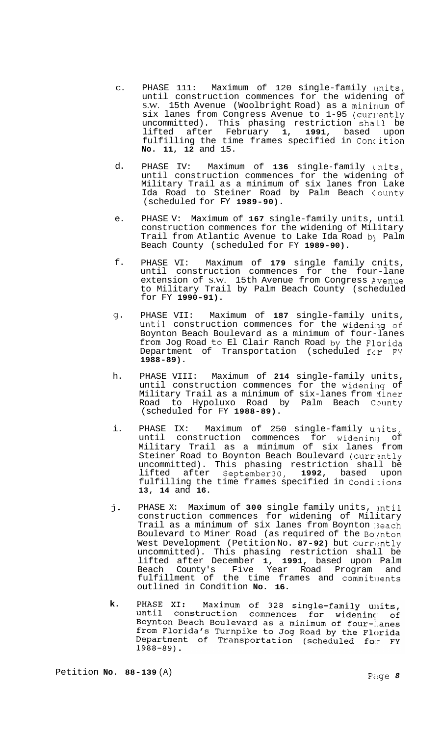c. PHASE 111: Maximum of 120 single-family units, until construction commences for the widening of S.W. 15th Avenue (Woolbright Road) as a minimum of six lanes from Congress Avenue to 1-95 (currently uncommitted). This phasing restriction shall be lifted after February **1**, **1991**, based upon fulfilling the time frames specified in Condition **No. 11**, **12** and 15.

d. PHASE IV: Maximum of **136** single-family units, until construction commences for the widening of Military Trail as a minimum of six lanes fron Lake Ida Road to Steiner Road by Palm Beach County (scheduled for FY **1989-90).**

e. PHASE V: Maximum of **167** single-family units, until construction commences for the widening of Military Trail from Atlantic Avenue to Lake Ida Road by Palm Beach County (scheduled for FY **1989-90).**

f. PHASE VI: Maximum of **179** single family units, until construction commences for the four-lane extension of S.W. 15th Avenue from Congress Avenue to Military Trail by Palm Beach County (scheduled for FY **1990-91).**

g. PHASE VII: Maximum of **187** single-family units, until construction commences for the widening of Boynton Beach Boulevard as a minimum of four-lanes from Jog Road to El Clair Ranch Road by the Florida Department of Transportation (scheduled for FY **1988-89).**

h. PHASE VIII: Maximum of **214** single-family units, until construction commences for the widening of Military Trail as a minimum of six-lanes from Miner Road to Hypoluxo Road by Palm Beach County (scheduled for FY **1988-89).**

i. PHASE IX: Maximum of 250 single-family units, until construction commences for widening of Military Trail as a minimum of six lanes from Steiner Road to Boynton Beach Boulevard (currently uncommitted). This phasing restriction shall be lifted after September30, **1992**, based upon fulfilling the time frames specified in Conditions **13**, **14** and **16.**

j. PHASE X: Maximum of **300** single family units, until construction commences for widening of Military Trail as a minimum of six lanes from Boynton Beach Boulevard to Miner Road (as required of the Boynton West Development (Petition No. **87-92)** but currently uncommitted). This phasing restriction shall be lifted after December **1**, **1991**, based upon Palm Beach County's Five Year Road Program and fulfillment of the time frames and commitments outlined in Condition **No. 16.**

k. PHASE XI: Maximum of 328 single-family units, until construction commences for widening of Boynton Beach Boulevard as a minimum of four-lanes from Florida's Turnpike to Jog Road by the Florida Department of Transportation (scheduled for FY 1988-89).

Petition **No. 88-139** (A)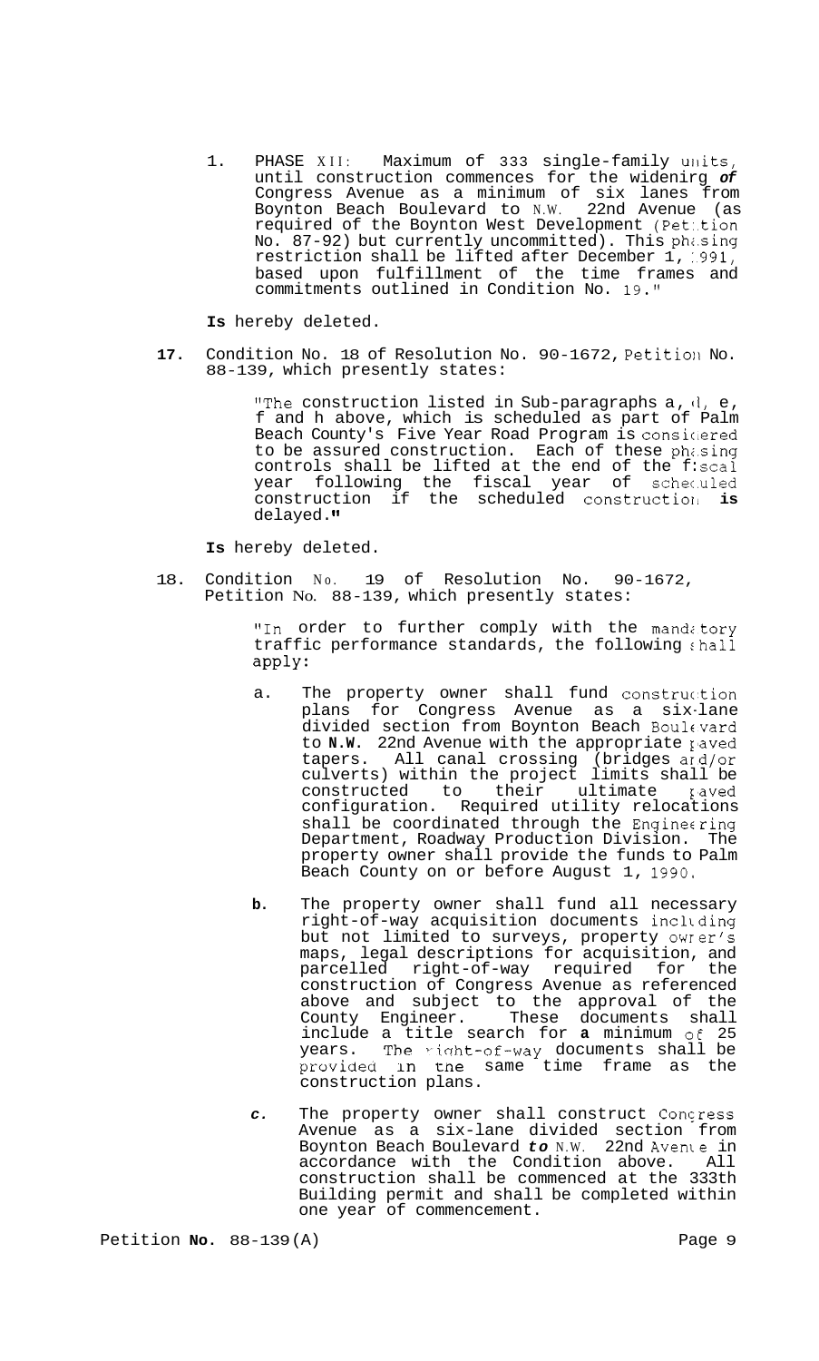1. PHASE XII: Maximum of 333 single-family units, until construction commences for the widening *of* Congress Avenue as a minimum of six lanes from Boynton Beach Boulevard to N.W. 22nd Avenue (as required of the Boynton West Development (Petition No. 87-92) but currently uncommitted). This phasing restriction shall be lifted after December 1, 1991, based upon fulfillment of the time frames and commitments outlined in Condition No. 19."

**Is** hereby deleted.

**17.** Condition No. 18 of Resolution No. 90-1672, Petition No. 88-139, which presently states:

> "The construction listed in Sub-paragraphs a, d, e, f and h above, which is scheduled as part of Palm Beach County's Five Year Road Program is considered to be assured construction. Each of these phasing controls shall be lifted at the end of the fiscal year following the fiscal year of scheduled construction if the scheduled construction **is** delayed."

**Is** hereby deleted.

18. Condition No. 19 of Resolution No. 90-1672, Petition No. 88-139, which presently states:

> "In order to further comply with the mandatory traffic performance standards, the following shall apply:
>
> a. The property owner shall fund construction plans for Congress Avenue as a six-lane divided section from Boynton Beach Boulevard to **N.W.** 22nd Avenue with the appropriate paved tapers. All canal crossing (bridges and/or culverts) within the project limits shall be constructed to their ultimate paved configuration. Required utility relocations shall be coordinated through the Engineering Department, Roadway Production Division. The property owner shall provide the funds to Palm Beach County on or before August 1, 1990.
>
> **b.** The property owner shall fund all necessary right-of-way acquisition documents including but not limited to surveys, property owner's maps, legal descriptions for acquisition, and parcelled right-of-way required for the construction of Congress Avenue as referenced above and subject to the approval of the County Engineer. These documents shall include a title search for **a** minimum of 25 years. The right-of-way documents shall be provided in the same time frame as the construction plans.
>
> *c.* The property owner shall construct Congress Avenue as a six-lane divided section from Boynton Beach Boulevard *to* N.W. 22nd Avenue in accordance with the Condition above. All construction shall be commenced at the 333th Building permit and shall be completed within one year of commencement.

Petition **No.** 88-139(A)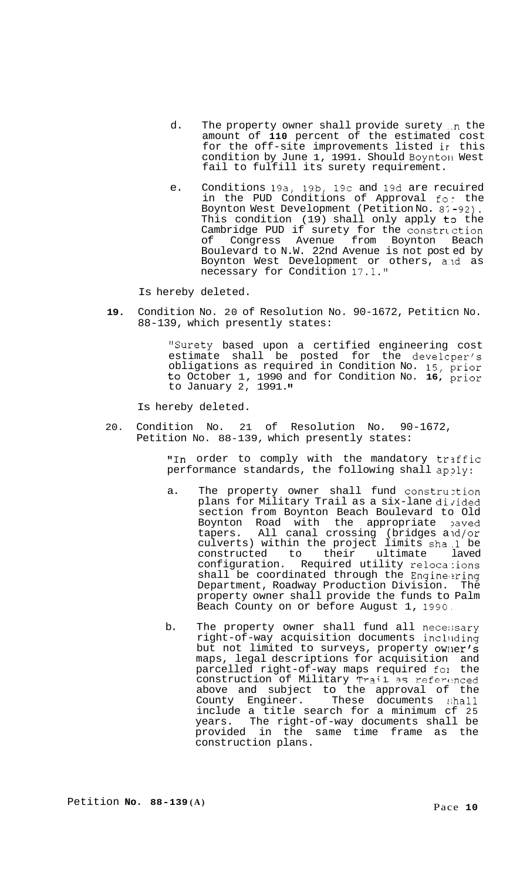d. The property owner shall provide surety in the amount of **110** percent of the estimated cost for the off-site improvements listed in this condition by June 1, 1991. Should Boynton West fail to fulfill its surety requirement.

e. Conditions 19a, 19b, 19c and 19d are required in the PUD Conditions of Approval for the Boynton West Development (Petition No. 87-92). This condition (19) shall only apply to the Cambridge PUD if surety for the construction of Congress Avenue from Boynton Beach Boulevard to N.W. 22nd Avenue is not posted by Boynton West Development or others, and as necessary for Condition 17.1."

Is hereby deleted.

**19.** Condition No. 20 of Resolution No. 90-1672, Petition No. 88-139, which presently states:

> "Surety based upon a certified engineering cost estimate shall be posted for the developer's obligations as required in Condition No. 15, prior to October 1, 1990 and for Condition No. **16**, prior to January 2, 1991."

Is hereby deleted.

20. Condition No. 21 of Resolution No. 90-1672, Petition No. 88-139, which presently states:

> "In order to comply with the mandatory traffic performance standards, the following shall apply:
>
> a. The property owner shall fund construction plans for Military Trail as a six-lane divided section from Boynton Beach Boulevard to Old Boynton Road with the appropriate paved tapers. All canal crossing (bridges and/or culverts) within the project limits shall be constructed to their ultimate laved configuration. Required utility relocations shall be coordinated through the Engineering Department, Roadway Production Division. The property owner shall provide the funds to Palm Beach County on or before August 1, 1990.
>
> b. The property owner shall fund all necessary right-of-way acquisition documents including but not limited to surveys, property owner's maps, legal descriptions for acquisition and parcelled right-of-way maps required for the construction of Military Trail as referenced above and subject to the approval of the County Engineer. These documents shall include a title search for a minimum of 25 years. The right-of-way documents shall be provided in the same time frame as the construction plans.

Petition **No. 88-139**(A)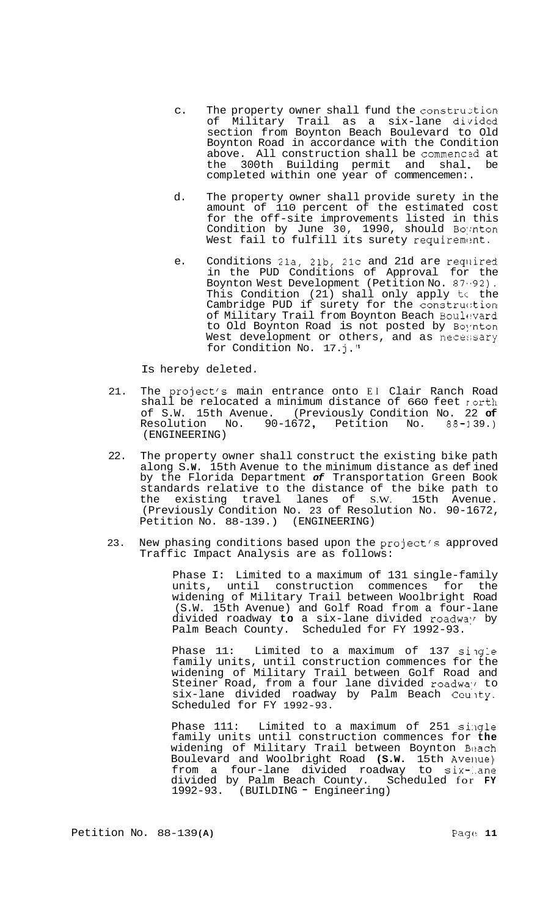c. The property owner shall fund the construction of Military Trail as a six-lane divided section from Boynton Beach Boulevard to Old Boynton Road in accordance with the Condition above. All construction shall be commenced at the 300th Building permit and shall be completed within one year of commencement.

d. The property owner shall provide surety in the amount of 110 percent of the estimated cost for the off-site improvements listed in this Condition by June 30, 1990, should Boynton West fail to fulfill its surety requirement.

e. Conditions 21a, 21b, 21c and 21d are required in the PUD Conditions of Approval for the Boynton West Development (Petition No. 87-92). This Condition (21) shall only apply to the Cambridge PUD if surety for the construction of Military Trail from Boynton Beach Boulevard to Old Boynton Road is not posted by Boynton West development or others, and as necessary for Condition No. 17.j."

Is hereby deleted.

21. The project's main entrance onto El Clair Ranch Road shall be relocated a minimum distance of 660 feet north of S.W. 15th Avenue. (Previously Condition No. 22 **of** Resolution No. 90-1672**,** Petition No. 88-139.) (ENGINEERING)

22. The property owner shall construct the existing bike path along S.W. 15th Avenue to the minimum distance as defined by the Florida Department ***of*** Transportation Green Book standards relative to the distance of the bike path to the existing travel lanes of S.W. 15th Avenue. (Previously Condition No. 23 of Resolution No. 90-1672, Petition No. 88-139.) (ENGINEERING)

23. New phasing conditions based upon the project's approved Traffic Impact Analysis are as follows:

    Phase I: Limited to a maximum of 131 single-family units, until construction commences for the widening of Military Trail between Woolbright Road (S.W. 15th Avenue) and Golf Road from a four-lane divided roadway **to** a six-lane divided roadway by Palm Beach County. Scheduled for FY 1992-93.

    Phase 11: Limited to a maximum of 137 single family units, until construction commences for the widening of Military Trail between Golf Road and Steiner Road, from a four lane divided roadway to six-lane divided roadway by Palm Beach County. Scheduled for FY 1992-93.

    Phase 111: Limited to a maximum of 251 single family units until construction commences for **the** widening of Military Trail between Boynton Beach Boulevard and Woolbright Road **(S.W.** 15th Avenue) from a four-lane divided roadway to six-lane divided by Palm Beach County. Scheduled for **FY** 1992-93. (BUILDING **-** Engineering)

Petition No. 88-139**(A)**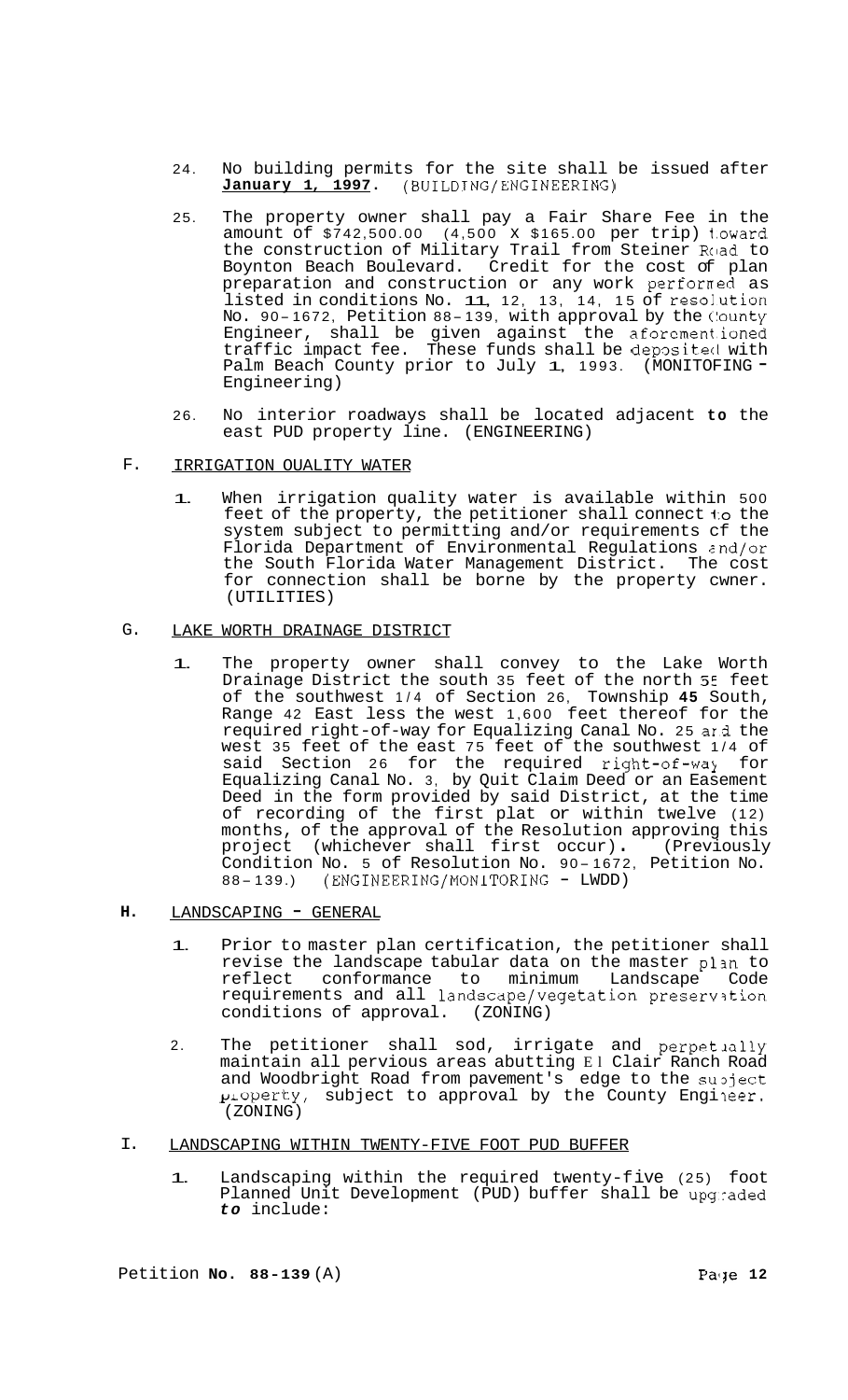24. No building permits for the site shall be issued after **January 1, 1997**. (BUILDING/ENGINEERING)

25. The property owner shall pay a Fair Share Fee in the amount of $742,500.00 (4,500 X $165.00 per trip) toward the construction of Military Trail from Steiner Road to Boynton Beach Boulevard. Credit for the cost of plan preparation and construction or any work performed as listed in conditions No. 11, 12, 13, 14, 15 of resolution No. 90-1672, Petition 88-139, with approval by the County Engineer, shall be given against the aforementioned traffic impact fee. These funds shall be deposited with Palm Beach County prior to July 1, 1993. (MONITORING - Engineering)

26. No interior roadways shall be located adjacent to the east PUD property line. (ENGINEERING)

F. IRRIGATION QUALITY WATER

1. When irrigation quality water is available within 500 feet of the property, the petitioner shall connect to the system subject to permitting and/or requirements of the Florida Department of Environmental Regulations and/or the South Florida Water Management District. The cost for connection shall be borne by the property owner. (UTILITIES)

G. LAKE WORTH DRAINAGE DISTRICT

1. The property owner shall convey to the Lake Worth Drainage District the south 35 feet of the north 55 feet of the southwest 1/4 of Section 26, Township 45 South, Range 42 East less the west 1,600 feet thereof for the required right-of-way for Equalizing Canal No. 25 and the west 35 feet of the east 75 feet of the southwest 1/4 of said Section 26 for the required right-of-way for Equalizing Canal No. 3, by Quit Claim Deed or an Easement Deed in the form provided by said District, at the time of recording of the first plat or within twelve (12) months, of the approval of the Resolution approving this project (whichever shall first occur). (Previously Condition No. 5 of Resolution No. 90-1672, Petition No. 88-139.) (ENGINEERING/MONITORING - LWDD)

H. LANDSCAPING - GENERAL

1. Prior to master plan certification, the petitioner shall revise the landscape tabular data on the master plan to reflect conformance to minimum Landscape Code requirements and all landscape/vegetation preservation conditions of approval. (ZONING)

2. The petitioner shall sod, irrigate and perpetually maintain all pervious areas abutting El Clair Ranch Road and Woodbright Road from pavement's edge to the subject property, subject to approval by the County Engineer. (ZONING)

I. LANDSCAPING WITHIN TWENTY-FIVE FOOT PUD BUFFER

1. Landscaping within the required twenty-five (25) foot Planned Unit Development (PUD) buffer shall be upgraded to include:

Petition No. 88-139 (A)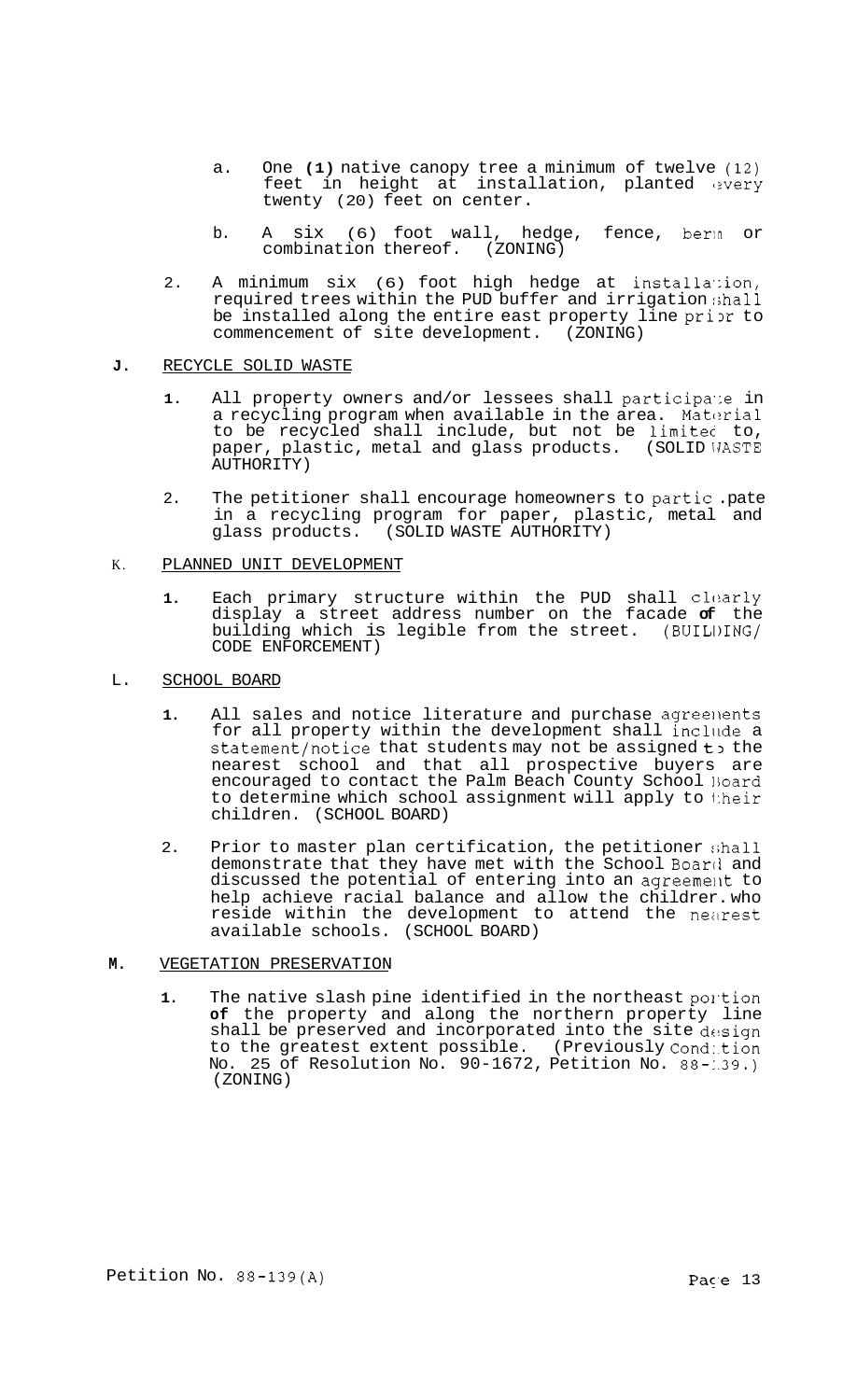a. One (1) native canopy tree a minimum of twelve (12) feet in height at installation, planted every twenty (20) feet on center.

b. A six (6) foot wall, hedge, fence, berm or combination thereof. (ZONING)

2. A minimum six (6) foot high hedge at installation, required trees within the PUD buffer and irrigation shall be installed along the entire east property line prior to commencement of site development. (ZONING)

**J.** RECYCLE SOLID WASTE

1. All property owners and/or lessees shall participate in a recycling program when available in the area. Material to be recycled shall include, but not be limited to, paper, plastic, metal and glass products. (SOLID WASTE AUTHORITY)

2. The petitioner shall encourage homeowners to participate in a recycling program for paper, plastic, metal and glass products. (SOLID WASTE AUTHORITY)

K. PLANNED UNIT DEVELOPMENT

1. Each primary structure within the PUD shall clearly display a street address number on the facade **of** the building which is legible from the street. (BUILDING/ CODE ENFORCEMENT)

L. SCHOOL BOARD

1. All sales and notice literature and purchase agreements for all property within the development shall include a statement/notice that students may not be assigned to the nearest school and that all prospective buyers are encouraged to contact the Palm Beach County School Board to determine which school assignment will apply to their children. (SCHOOL BOARD)

2. Prior to master plan certification, the petitioner shall demonstrate that they have met with the School Board and discussed the potential of entering into an agreement to help achieve racial balance and allow the children who reside within the development to attend the nearest available schools. (SCHOOL BOARD)

**M.** VEGETATION PRESERVATION

1. The native slash pine identified in the northeast portion **of** the property and along the northern property line shall be preserved and incorporated into the site design to the greatest extent possible. (Previously Condition No. 25 of Resolution No. 90-1672, Petition No. 88-139.) (ZONING)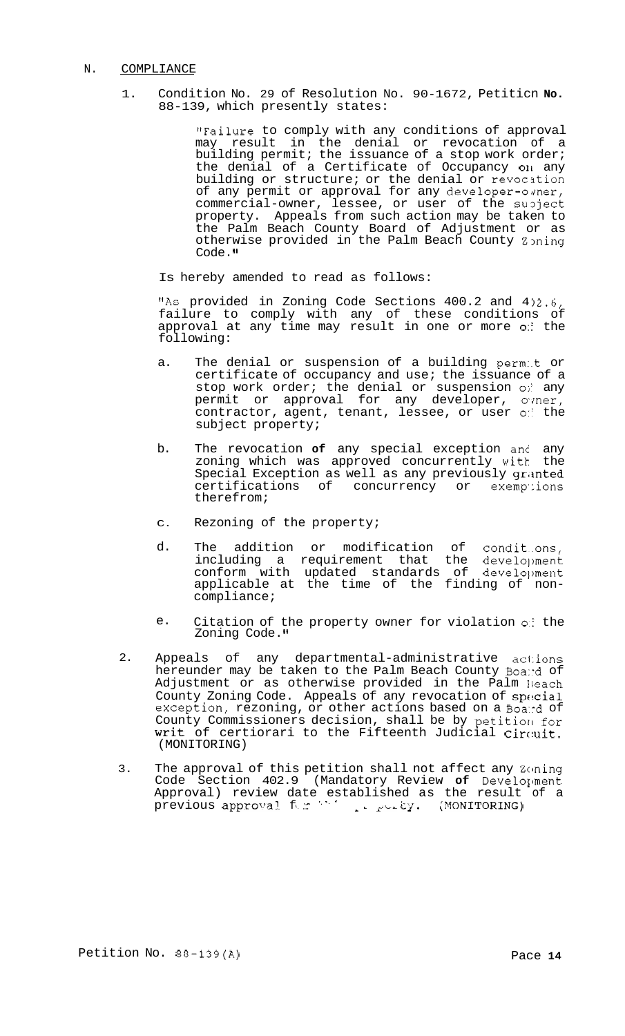N. COMPLIANCE

1. Condition No. 29 of Resolution No. 90-1672, Petition **No.** 88-139, which presently states:

   "Failure to comply with any conditions of approval may result in the denial or revocation of a building permit; the issuance of a stop work order; the denial of a Certificate of Occupancy on any building or structure; or the denial or revocation of any permit or approval for any developer-owner, commercial-owner, lessee, or user of the subject property. Appeals from such action may be taken to the Palm Beach County Board of Adjustment or as otherwise provided in the Palm Beach County Zoning Code."

   Is hereby amended to read as follows:

   "As provided in Zoning Code Sections 400.2 and 402.6, failure to comply with any of these conditions of approval at any time may result in one or more of the following:

   a. The denial or suspension of a building permit or certificate of occupancy and use; the issuance of a stop work order; the denial or suspension of any permit or approval for any developer, owner, contractor, agent, tenant, lessee, or user of the subject property;

   b. The revocation **of** any special exception and any zoning which was approved concurrently with the Special Exception as well as any previously granted certifications of concurrency or exemptions therefrom;

   c. Rezoning of the property;

   d. The addition or modification of conditions, including a requirement that the development conform with updated standards of development applicable at the time of the finding of non-compliance;

   e. Citation of the property owner for violation of the Zoning Code."

2. Appeals of any departmental-administrative actions hereunder may be taken to the Palm Beach County Board of Adjustment or as otherwise provided in the Palm Beach County Zoning Code. Appeals of any revocation of special exception, rezoning, or other actions based on a Board of County Commissioners decision, shall be by petition for writ of certiorari to the Fifteenth Judicial Circuit. (MONITORING)

3. The approval of this petition shall not affect any Zoning Code Section 402.9 (Mandatory Review **of** Development Approval) review date established as the result of a previous approval for this property. (MONITORING)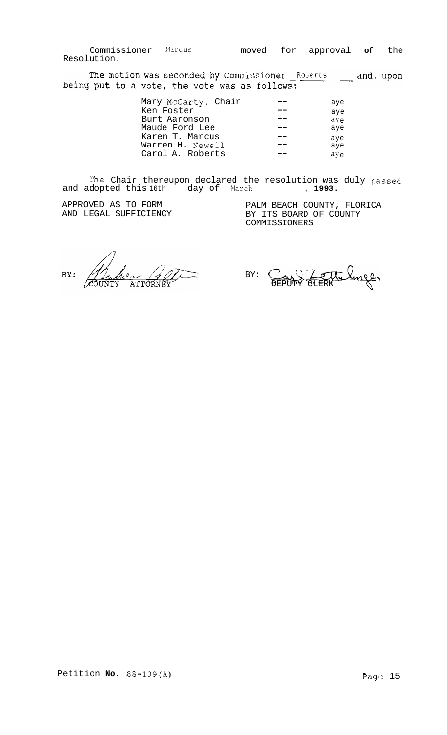Commissioner Marcus moved for approval of the Resolution.

The motion was seconded by Commissioner Roberts and, upon being put to a vote, the vote was as follows:

| | | |
|---|---|---|
| Mary McCarty, Chair | -- | aye |
| Ken Foster | -- | aye |
| Burt Aaronson | -- | aye |
| Maude Ford Lee | -- | aye |
| Karen T. Marcus | -- | aye |
| Warren H. Newell | -- | aye |
| Carol A. Roberts | -- | aye |

The Chair thereupon declared the resolution was duly passed and adopted this 16th day of March, 1993.

APPROVED AS TO FORM
AND LEGAL SUFFICIENCY

PALM BEACH COUNTY, FLORICA
BY ITS BOARD OF COUNTY
COMMISSIONERS

BY: COUNTY ATTORNEY

BY: DEPUTY CLERK

Petition No. 88-139(A)